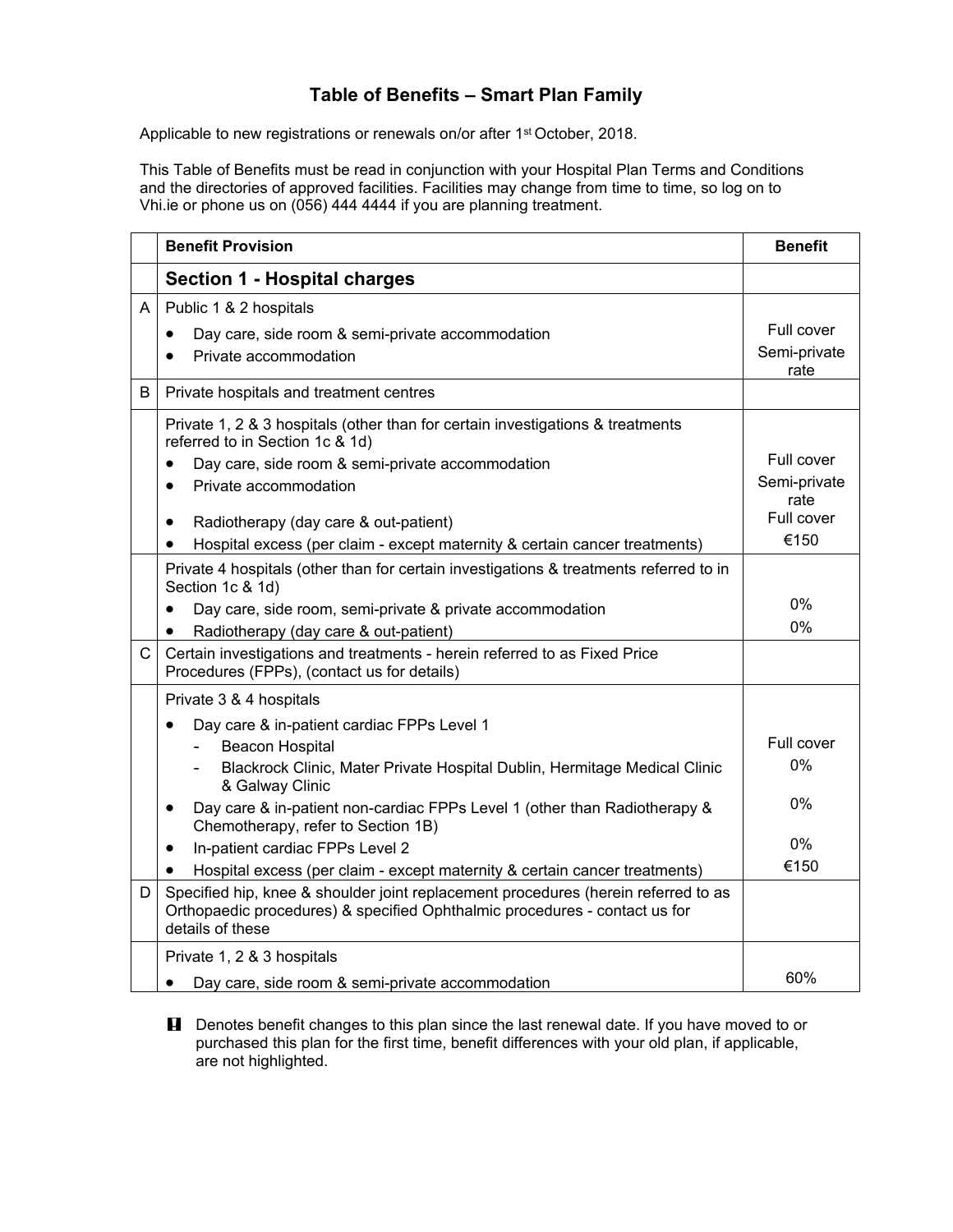# Table of Benefits – Smart Plan Family

Applicable to new registrations or renewals on/or after 1st October, 2018.

This Table of Benefits must be read in conjunction with your Hospital Plan Terms and Conditions and the directories of approved facilities. Facilities may change from time to time, so log on to Vhi.ie or phone us on (056) 444 4444 if you are planning treatment.

| | Benefit Provision | Benefit |
|---|---|---|
| | **Section 1 - Hospital charges** | |
| A | Public 1 & 2 hospitals | |
| | • Day care, side room & semi-private accommodation | Full cover |
| | • Private accommodation | Semi-private rate |
| B | Private hospitals and treatment centres | |
| | Private 1, 2 & 3 hospitals (other than for certain investigations & treatments referred to in Section 1c & 1d) | |
| | • Day care, side room & semi-private accommodation | Full cover |
| | • Private accommodation | Semi-private rate |
| | • Radiotherapy (day care & out-patient) | Full cover |
| | • Hospital excess (per claim - except maternity & certain cancer treatments) | €150 |
| | Private 4 hospitals (other than for certain investigations & treatments referred to in Section 1c & 1d) | |
| | • Day care, side room, semi-private & private accommodation | 0% |
| | • Radiotherapy (day care & out-patient) | 0% |
| C | Certain investigations and treatments - herein referred to as Fixed Price Procedures (FPPs), (contact us for details) | |
| | Private 3 & 4 hospitals | |
| | • Day care & in-patient cardiac FPPs Level 1 | |
| | - Beacon Hospital | Full cover |
| | - Blackrock Clinic, Mater Private Hospital Dublin, Hermitage Medical Clinic & Galway Clinic | 0% |
| | • Day care & in-patient non-cardiac FPPs Level 1 (other than Radiotherapy & Chemotherapy, refer to Section 1B) | 0% |
| | • In-patient cardiac FPPs Level 2 | 0% |
| | • Hospital excess (per claim - except maternity & certain cancer treatments) | €150 |
| D | Specified hip, knee & shoulder joint replacement procedures (herein referred to as Orthopaedic procedures) & specified Ophthalmic procedures - contact us for details of these | |
| | Private 1, 2 & 3 hospitals | |
| | • Day care, side room & semi-private accommodation | 60% |

**!** Denotes benefit changes to this plan since the last renewal date. If you have moved to or purchased this plan for the first time, benefit differences with your old plan, if applicable, are not highlighted.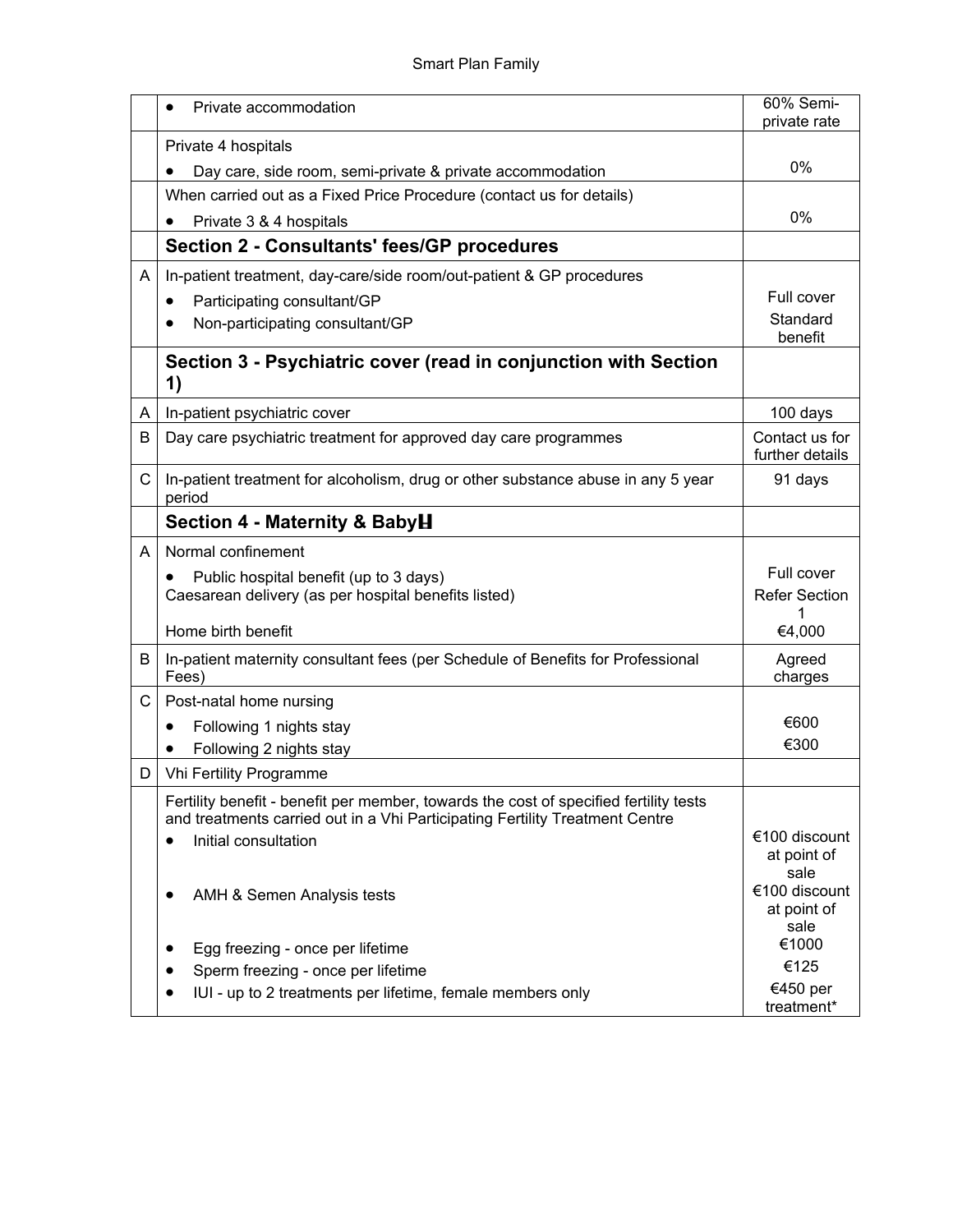| | | |
|---|---|---|
| | • Private accommodation | 60% Semi-private rate |
| | Private 4 hospitals<br>• Day care, side room, semi-private & private accommodation | 0% |
| | When carried out as a Fixed Price Procedure (contact us for details)<br>• Private 3 & 4 hospitals | 0% |
| | **Section 2 - Consultants' fees/GP procedures** | |
| A | In-patient treatment, day-care/side room/out-patient & GP procedures<br>• Participating consultant/GP<br>• Non-participating consultant/GP | <br>Full cover<br>Standard benefit |
| | **Section 3 - Psychiatric cover (read in conjunction with Section 1)** | |
| A | In-patient psychiatric cover | 100 days |
| B | Day care psychiatric treatment for approved day care programmes | Contact us for further details |
| C | In-patient treatment for alcoholism, drug or other substance abuse in any 5 year period | 91 days |
| | **Section 4 - Maternity & Baby** | |
| A | Normal confinement<br>• Public hospital benefit (up to 3 days)<br>Caesarean delivery (as per hospital benefits listed)<br><br>Home birth benefit | <br>Full cover<br>Refer Section 1<br><br>€4,000 |
| B | In-patient maternity consultant fees (per Schedule of Benefits for Professional Fees) | Agreed charges |
| C | Post-natal home nursing<br>• Following 1 nights stay<br>• Following 2 nights stay | <br>€600<br>€300 |
| D | Vhi Fertility Programme | |
| | Fertility benefit - benefit per member, towards the cost of specified fertility tests and treatments carried out in a Vhi Participating Fertility Treatment Centre<br>• Initial consultation<br><br>• AMH & Semen Analysis tests<br><br>• Egg freezing - once per lifetime<br>• Sperm freezing - once per lifetime<br>• IUI - up to 2 treatments per lifetime, female members only | <br><br>€100 discount at point of sale<br><br>€100 discount at point of sale<br>€1000<br>€125<br>€450 per treatment* |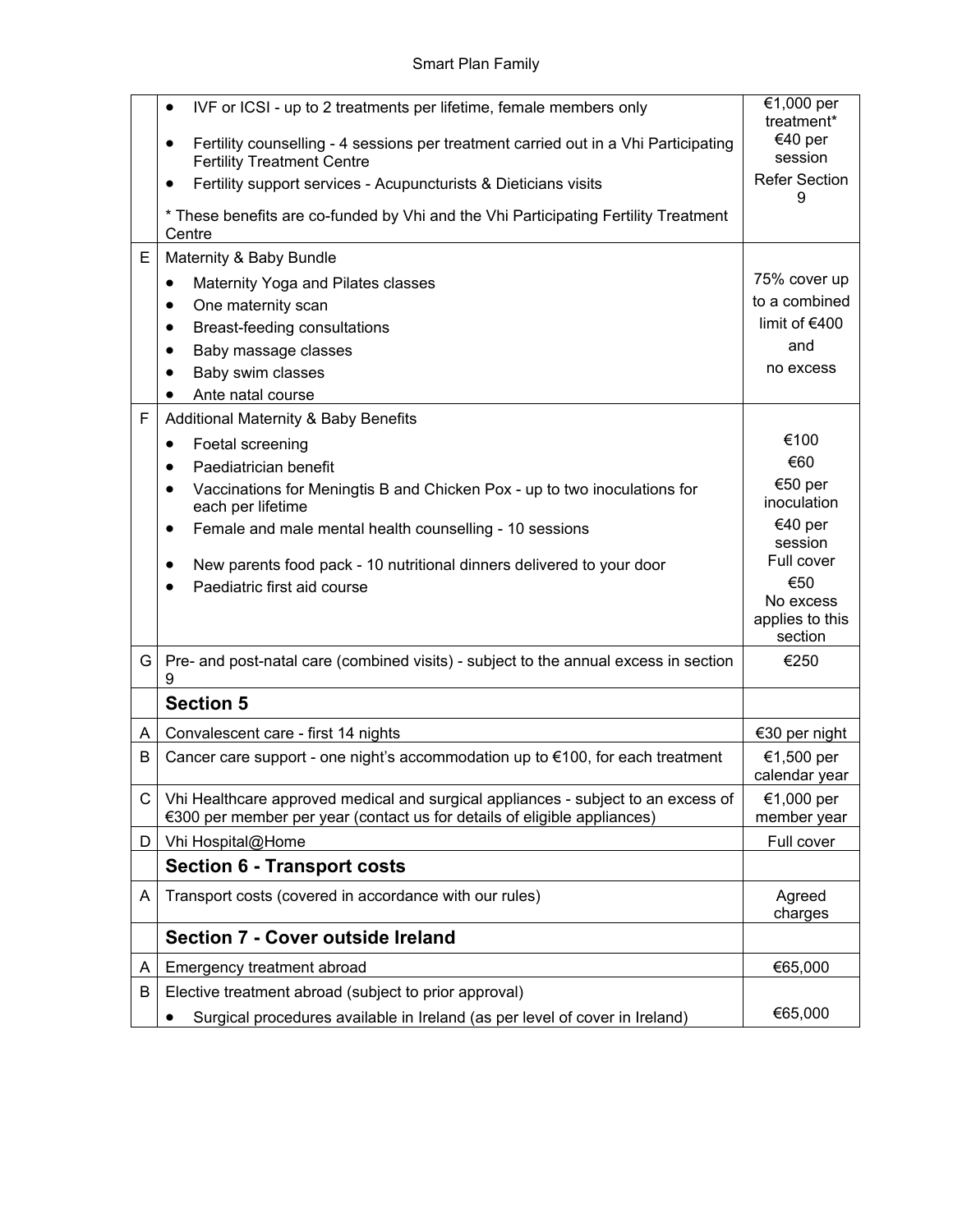| | | |
|---|---|---|
| | • IVF or ICSI - up to 2 treatments per lifetime, female members only<br>• Fertility counselling - 4 sessions per treatment carried out in a Vhi Participating Fertility Treatment Centre<br>• Fertility support services - Acupuncturists & Dieticians visits<br>* These benefits are co-funded by Vhi and the Vhi Participating Fertility Treatment Centre | €1,000 per treatment*<br>€40 per session<br>Refer Section 9 |
| E | Maternity & Baby Bundle<br>• Maternity Yoga and Pilates classes<br>• One maternity scan<br>• Breast-feeding consultations<br>• Baby massage classes<br>• Baby swim classes<br>• Ante natal course | 75% cover up to a combined limit of €400 and no excess |
| F | Additional Maternity & Baby Benefits<br>• Foetal screening<br>• Paediatrician benefit<br>• Vaccinations for Meningtis B and Chicken Pox - up to two inoculations for each per lifetime<br>• Female and male mental health counselling - 10 sessions<br>• New parents food pack - 10 nutritional dinners delivered to your door<br>• Paediatric first aid course | €100<br>€60<br>€50 per inoculation<br>€40 per session<br>Full cover<br>€50<br>No excess applies to this section |
| G | Pre- and post-natal care (combined visits) - subject to the annual excess in section 9 | €250 |
| | **Section 5** | |
| A | Convalescent care - first 14 nights | €30 per night |
| B | Cancer care support - one night's accommodation up to €100, for each treatment | €1,500 per calendar year |
| C | Vhi Healthcare approved medical and surgical appliances - subject to an excess of €300 per member per year (contact us for details of eligible appliances) | €1,000 per member year |
| D | Vhi Hospital@Home | Full cover |
| | **Section 6 - Transport costs** | |
| A | Transport costs (covered in accordance with our rules) | Agreed charges |
| | **Section 7 - Cover outside Ireland** | |
| A | Emergency treatment abroad | €65,000 |
| B | Elective treatment abroad (subject to prior approval)<br>• Surgical procedures available in Ireland (as per level of cover in Ireland) | €65,000 |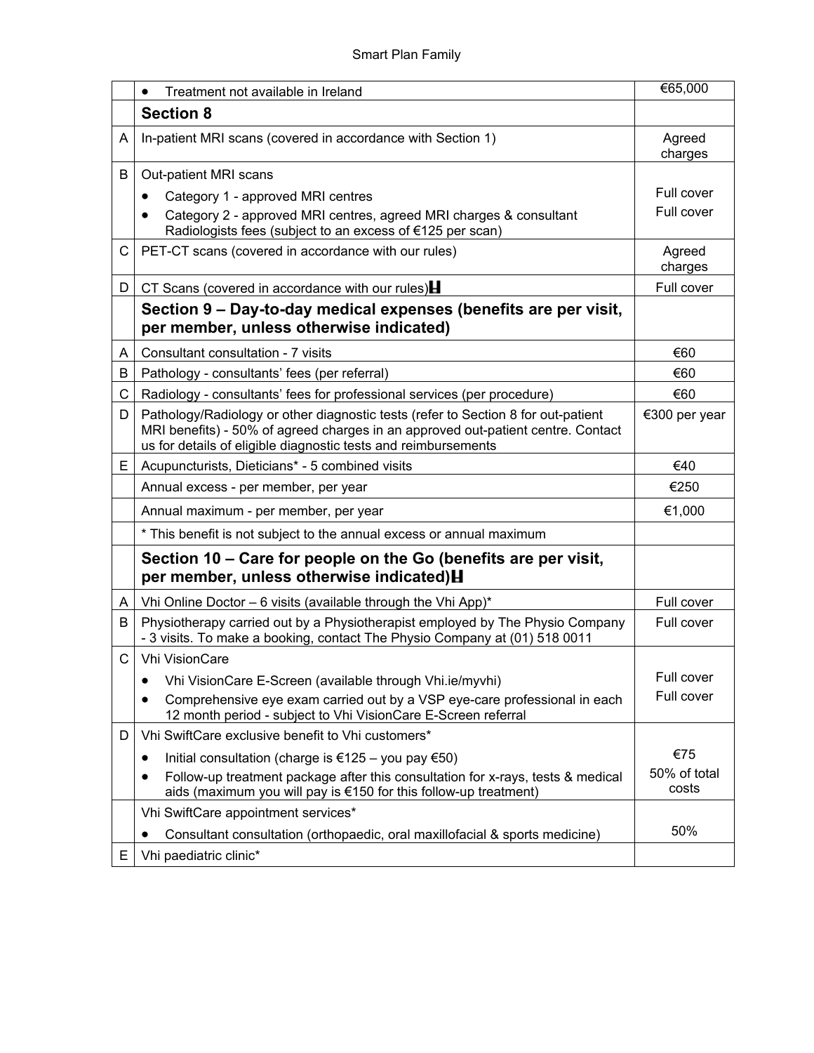| | | |
|---|---|---|
| | • Treatment not available in Ireland | €65,000 |
| | **Section 8** | |
| A | In-patient MRI scans (covered in accordance with Section 1) | Agreed charges |
| B | Out-patient MRI scans<br>• Category 1 - approved MRI centres<br>• Category 2 - approved MRI centres, agreed MRI charges & consultant Radiologists fees (subject to an excess of €125 per scan) | <br>Full cover<br>Full cover |
| C | PET-CT scans (covered in accordance with our rules) | Agreed charges |
| D | CT Scans (covered in accordance with our rules) | Full cover |
| | **Section 9 – Day-to-day medical expenses (benefits are per visit, per member, unless otherwise indicated)** | |
| A | Consultant consultation - 7 visits | €60 |
| B | Pathology - consultants' fees (per referral) | €60 |
| C | Radiology - consultants' fees for professional services (per procedure) | €60 |
| D | Pathology/Radiology or other diagnostic tests (refer to Section 8 for out-patient MRI benefits) - 50% of agreed charges in an approved out-patient centre. Contact us for details of eligible diagnostic tests and reimbursements | €300 per year |
| E | Acupuncturists, Dieticians* - 5 combined visits | €40 |
| | Annual excess - per member, per year | €250 |
| | Annual maximum - per member, per year | €1,000 |
| | * This benefit is not subject to the annual excess or annual maximum | |
| | **Section 10 – Care for people on the Go (benefits are per visit, per member, unless otherwise indicated)** | |
| A | Vhi Online Doctor – 6 visits (available through the Vhi App)* | Full cover |
| B | Physiotherapy carried out by a Physiotherapist employed by The Physio Company - 3 visits. To make a booking, contact The Physio Company at (01) 518 0011 | Full cover |
| C | Vhi VisionCare<br>• Vhi VisionCare E-Screen (available through Vhi.ie/myvhi)<br>• Comprehensive eye exam carried out by a VSP eye-care professional in each 12 month period - subject to Vhi VisionCare E-Screen referral | <br>Full cover<br>Full cover |
| D | Vhi SwiftCare exclusive benefit to Vhi customers*<br>• Initial consultation (charge is €125 – you pay €50)<br>• Follow-up treatment package after this consultation for x-rays, tests & medical aids (maximum you will pay is €150 for this follow-up treatment) | <br>€75<br>50% of total costs |
| | Vhi SwiftCare appointment services*<br>• Consultant consultation (orthopaedic, oral maxillofacial & sports medicine) | <br>50% |
| E | Vhi paediatric clinic* | |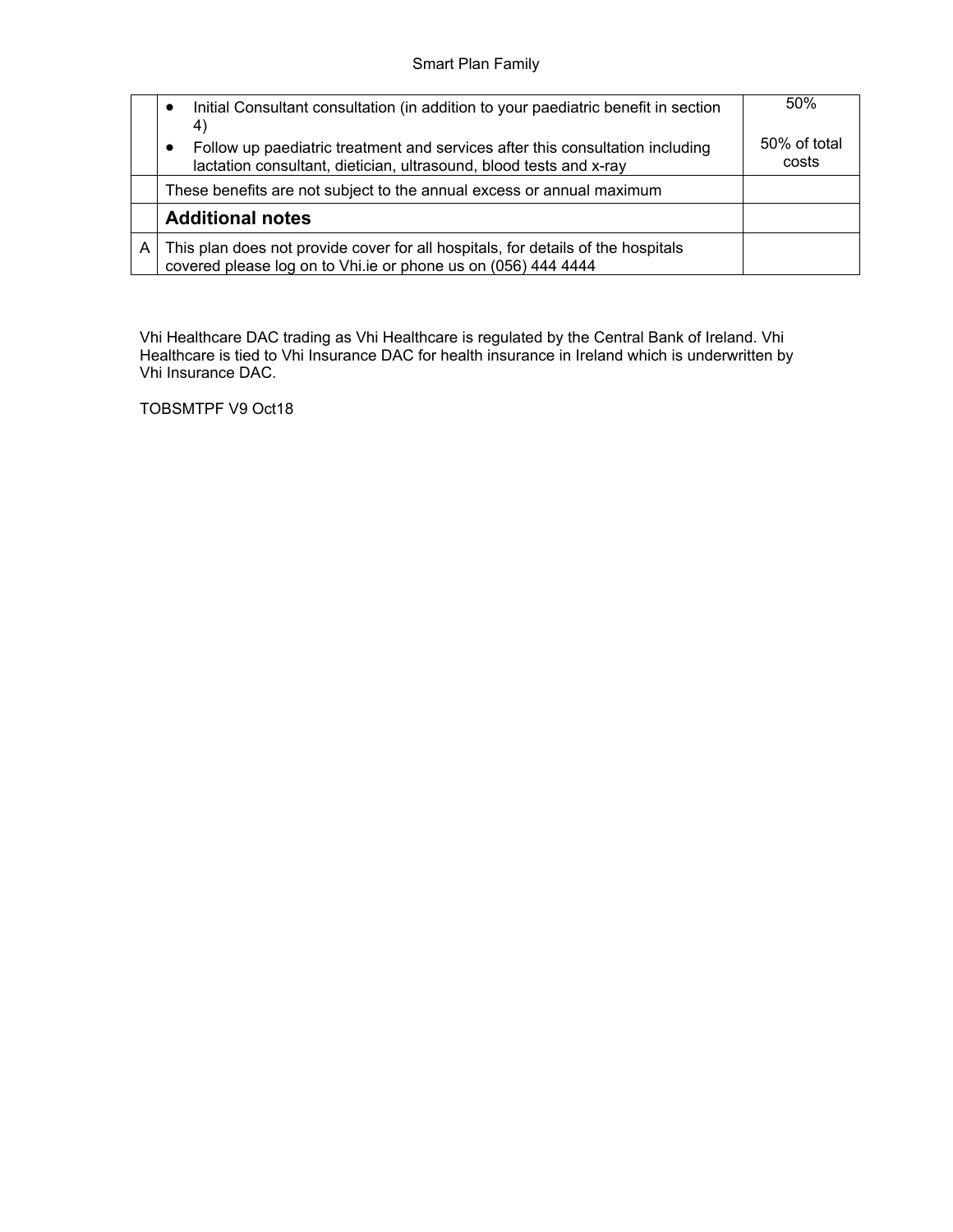| | | |
|---|---|---|
| | • Initial Consultant consultation (in addition to your paediatric benefit in section 4)<br>• Follow up paediatric treatment and services after this consultation including lactation consultant, dietician, ultrasound, blood tests and x-ray | 50%<br><br>50% of total costs |
| | These benefits are not subject to the annual excess or annual maximum | |
| | **Additional notes** | |
| A | This plan does not provide cover for all hospitals, for details of the hospitals covered please log on to Vhi.ie or phone us on (056) 444 4444 | |

Vhi Healthcare DAC trading as Vhi Healthcare is regulated by the Central Bank of Ireland. Vhi Healthcare is tied to Vhi Insurance DAC for health insurance in Ireland which is underwritten by Vhi Insurance DAC.

TOBSMTPF V9 Oct18